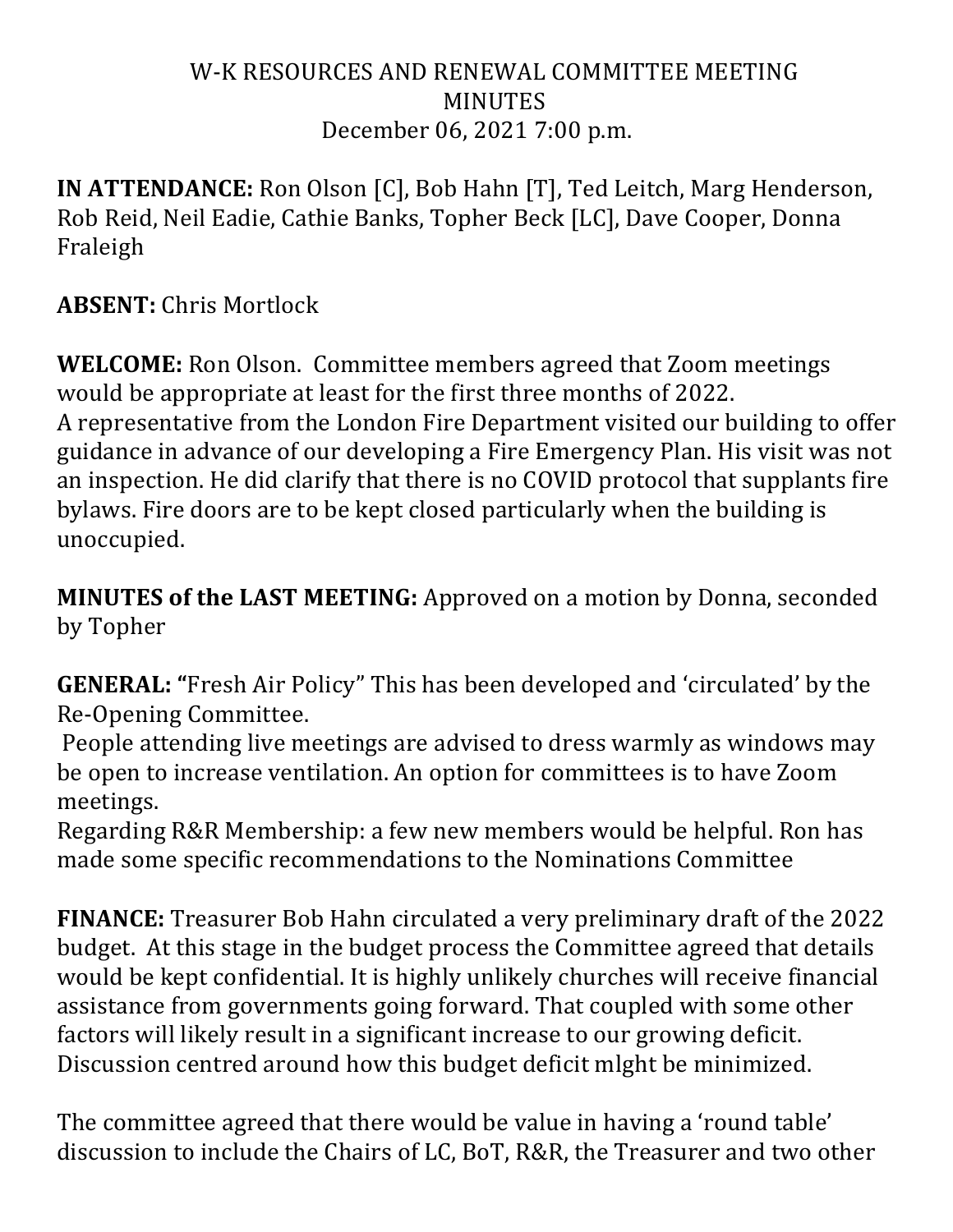# W-K RESOURCES AND RENEWAL COMMITTEE MEETING MINUTES

December 06, 2021 7:00 p.m.

**IN ATTENDANCE:** Ron Olson [C], Bob Hahn [T], Ted Leitch, Marg Henderson, Rob Reid, Neil Eadie, Cathie Banks, Topher Beck [LC], Dave Cooper, Donna Fraleigh

**ABSENT:** Chris Mortlock

**WELCOME:** Ron Olson. Committee members agreed that Zoom meetings would be appropriate at least for the first three months of 2022.
A representative from the London Fire Department visited our building to offer guidance in advance of our developing a Fire Emergency Plan. His visit was not an inspection. He did clarify that there is no COVID protocol that supplants fire bylaws. Fire doors are to be kept closed particularly when the building is unoccupied.

**MINUTES of the LAST MEETING:** Approved on a motion by Donna, seconded by Topher

**GENERAL: "**Fresh Air Policy" This has been developed and 'circulated' by the Re-Opening Committee.
People attending live meetings are advised to dress warmly as windows may be open to increase ventilation. An option for committees is to have Zoom meetings.
Regarding R&R Membership: a few new members would be helpful. Ron has made some specific recommendations to the Nominations Committee

**FINANCE:** Treasurer Bob Hahn circulated a very preliminary draft of the 2022 budget. At this stage in the budget process the Committee agreed that details would be kept confidential. It is highly unlikely churches will receive financial assistance from governments going forward. That coupled with some other factors will likely result in a significant increase to our growing deficit. Discussion centred around how this budget deficit mlght be minimized.

The committee agreed that there would be value in having a 'round table' discussion to include the Chairs of LC, BoT, R&R, the Treasurer and two other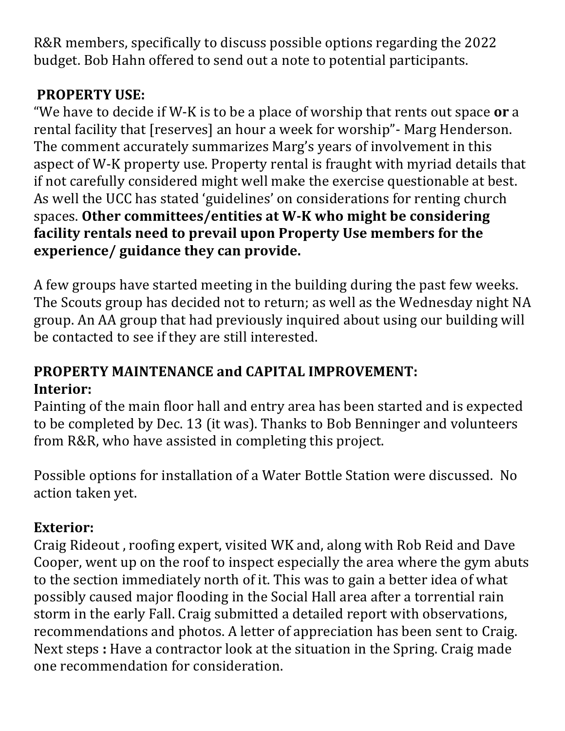R&R members, specifically to discuss possible options regarding the 2022 budget. Bob Hahn offered to send out a note to potential participants.

**PROPERTY USE:**

"We have to decide if W-K is to be a place of worship that rents out space **or** a rental facility that [reserves] an hour a week for worship"- Marg Henderson. The comment accurately summarizes Marg's years of involvement in this aspect of W-K property use. Property rental is fraught with myriad details that if not carefully considered might well make the exercise questionable at best. As well the UCC has stated 'guidelines' on considerations for renting church spaces. **Other committees/entities at W-K who might be considering facility rentals need to prevail upon Property Use members for the experience/ guidance they can provide.**

A few groups have started meeting in the building during the past few weeks. The Scouts group has decided not to return; as well as the Wednesday night NA group. An AA group that had previously inquired about using our building will be contacted to see if they are still interested.

**PROPERTY MAINTENANCE and CAPITAL IMPROVEMENT:**

**Interior:**

Painting of the main floor hall and entry area has been started and is expected to be completed by Dec. 13 (it was). Thanks to Bob Benninger and volunteers from R&R, who have assisted in completing this project.

Possible options for installation of a Water Bottle Station were discussed. No action taken yet.

**Exterior:**

Craig Rideout , roofing expert, visited WK and, along with Rob Reid and Dave Cooper, went up on the roof to inspect especially the area where the gym abuts to the section immediately north of it. This was to gain a better idea of what possibly caused major flooding in the Social Hall area after a torrential rain storm in the early Fall. Craig submitted a detailed report with observations, recommendations and photos. A letter of appreciation has been sent to Craig. Next steps **:** Have a contractor look at the situation in the Spring. Craig made one recommendation for consideration.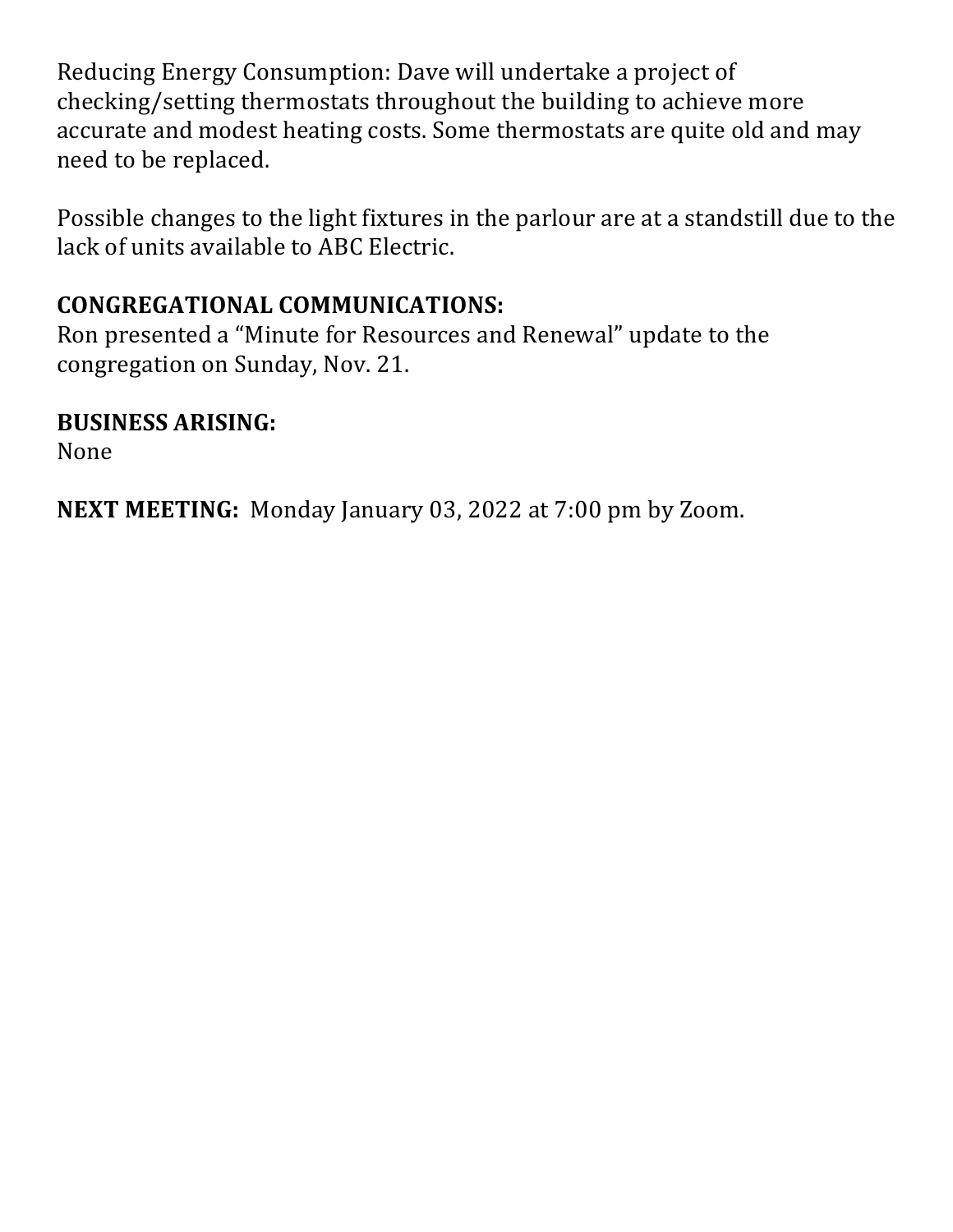Reducing Energy Consumption: Dave will undertake a project of checking/setting thermostats throughout the building to achieve more accurate and modest heating costs. Some thermostats are quite old and may need to be replaced.

Possible changes to the light fixtures in the parlour are at a standstill due to the lack of units available to ABC Electric.

**CONGREGATIONAL COMMUNICATIONS:**
Ron presented a "Minute for Resources and Renewal" update to the congregation on Sunday, Nov. 21.

**BUSINESS ARISING:**
None

**NEXT MEETING:** Monday January 03, 2022 at 7:00 pm by Zoom.